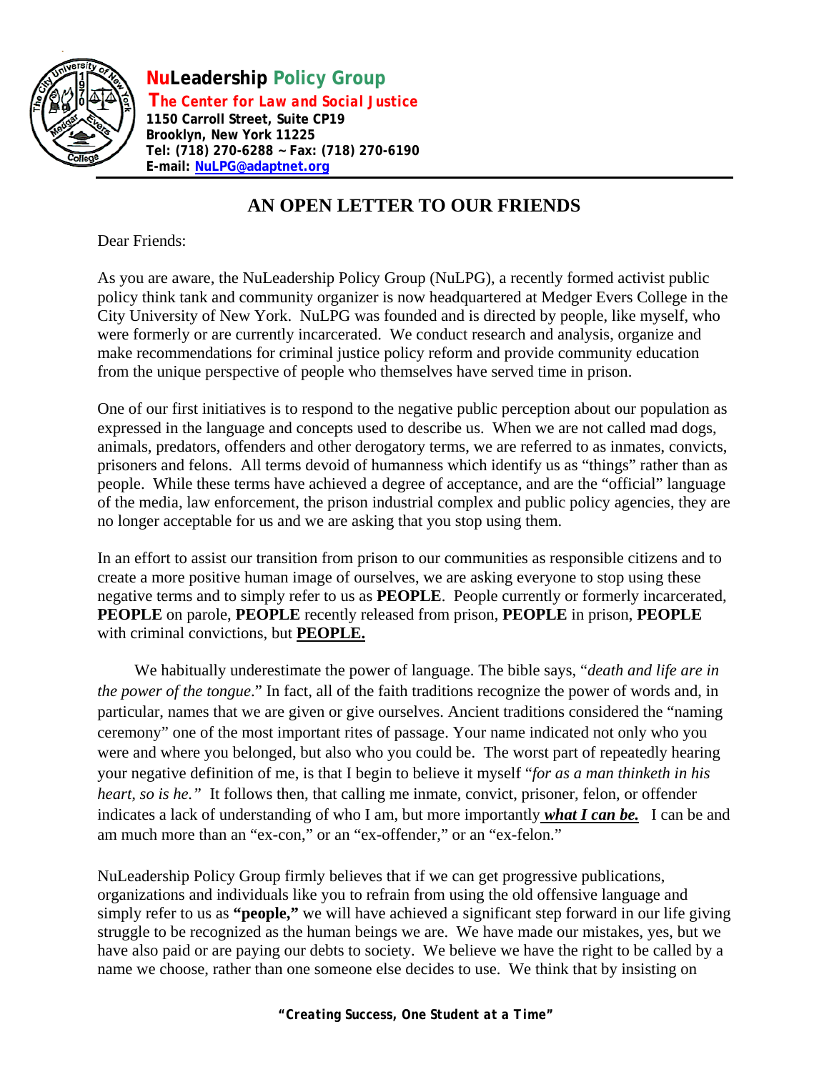**NuLeadership Policy Group**
***The Center for Law and Social Justice***
**1150 Carroll Street, Suite CP19**
**Brooklyn, New York 11225**
**Tel: (718) 270-6288 ~ Fax: (718) 270-6190**
**E-mail: NuLPG@adaptnet.org**

# AN OPEN LETTER TO OUR FRIENDS

Dear Friends:

As you are aware, the NuLeadership Policy Group (NuLPG), a recently formed activist public policy think tank and community organizer is now headquartered at Medger Evers College in the City University of New York. NuLPG was founded and is directed by people, like myself, who were formerly or are currently incarcerated. We conduct research and analysis, organize and make recommendations for criminal justice policy reform and provide community education from the unique perspective of people who themselves have served time in prison.

One of our first initiatives is to respond to the negative public perception about our population as expressed in the language and concepts used to describe us. When we are not called mad dogs, animals, predators, offenders and other derogatory terms, we are referred to as inmates, convicts, prisoners and felons. All terms devoid of humanness which identify us as "things" rather than as people. While these terms have achieved a degree of acceptance, and are the "official" language of the media, law enforcement, the prison industrial complex and public policy agencies, they are no longer acceptable for us and we are asking that you stop using them.

In an effort to assist our transition from prison to our communities as responsible citizens and to create a more positive human image of ourselves, we are asking everyone to stop using these negative terms and to simply refer to us as **PEOPLE**. People currently or formerly incarcerated, **PEOPLE** on parole, **PEOPLE** recently released from prison, **PEOPLE** in prison, **PEOPLE** with criminal convictions, but **PEOPLE.**

We habitually underestimate the power of language. The bible says, "*death and life are in the power of the tongue*." In fact, all of the faith traditions recognize the power of words and, in particular, names that we are given or give ourselves. Ancient traditions considered the "naming ceremony" one of the most important rites of passage. Your name indicated not only who you were and where you belonged, but also who you could be. The worst part of repeatedly hearing your negative definition of me, is that I begin to believe it myself "*for as a man thinketh in his heart, so is he.*" It follows then, that calling me inmate, convict, prisoner, felon, or offender indicates a lack of understanding of who I am, but more importantly ***what I can be.*** I can be and am much more than an "ex-con," or an "ex-offender," or an "ex-felon."

NuLeadership Policy Group firmly believes that if we can get progressive publications, organizations and individuals like you to refrain from using the old offensive language and simply refer to us as **"people,"** we will have achieved a significant step forward in our life giving struggle to be recognized as the human beings we are. We have made our mistakes, yes, but we have also paid or are paying our debts to society. We believe we have the right to be called by a name we choose, rather than one someone else decides to use. We think that by insisting on

***"Creating Success, One Student at a Time"***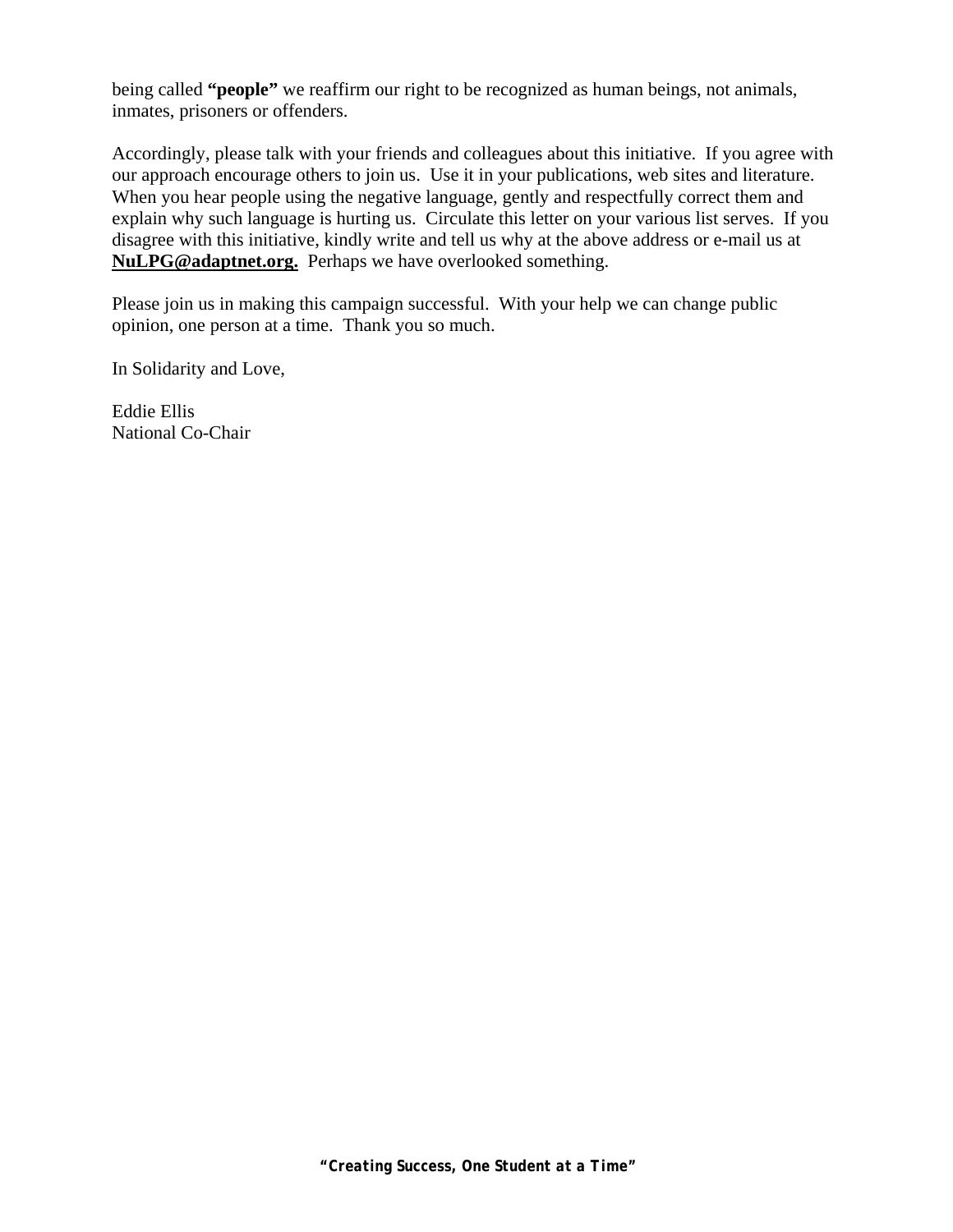being called **"people"** we reaffirm our right to be recognized as human beings, not animals, inmates, prisoners or offenders.

Accordingly, please talk with your friends and colleagues about this initiative. If you agree with our approach encourage others to join us. Use it in your publications, web sites and literature. When you hear people using the negative language, gently and respectfully correct them and explain why such language is hurting us. Circulate this letter on your various list serves. If you disagree with this initiative, kindly write and tell us why at the above address or e-mail us at **NuLPG@adaptnet.org.** Perhaps we have overlooked something.

Please join us in making this campaign successful. With your help we can change public opinion, one person at a time. Thank you so much.

In Solidarity and Love,

Eddie Ellis
National Co-Chair